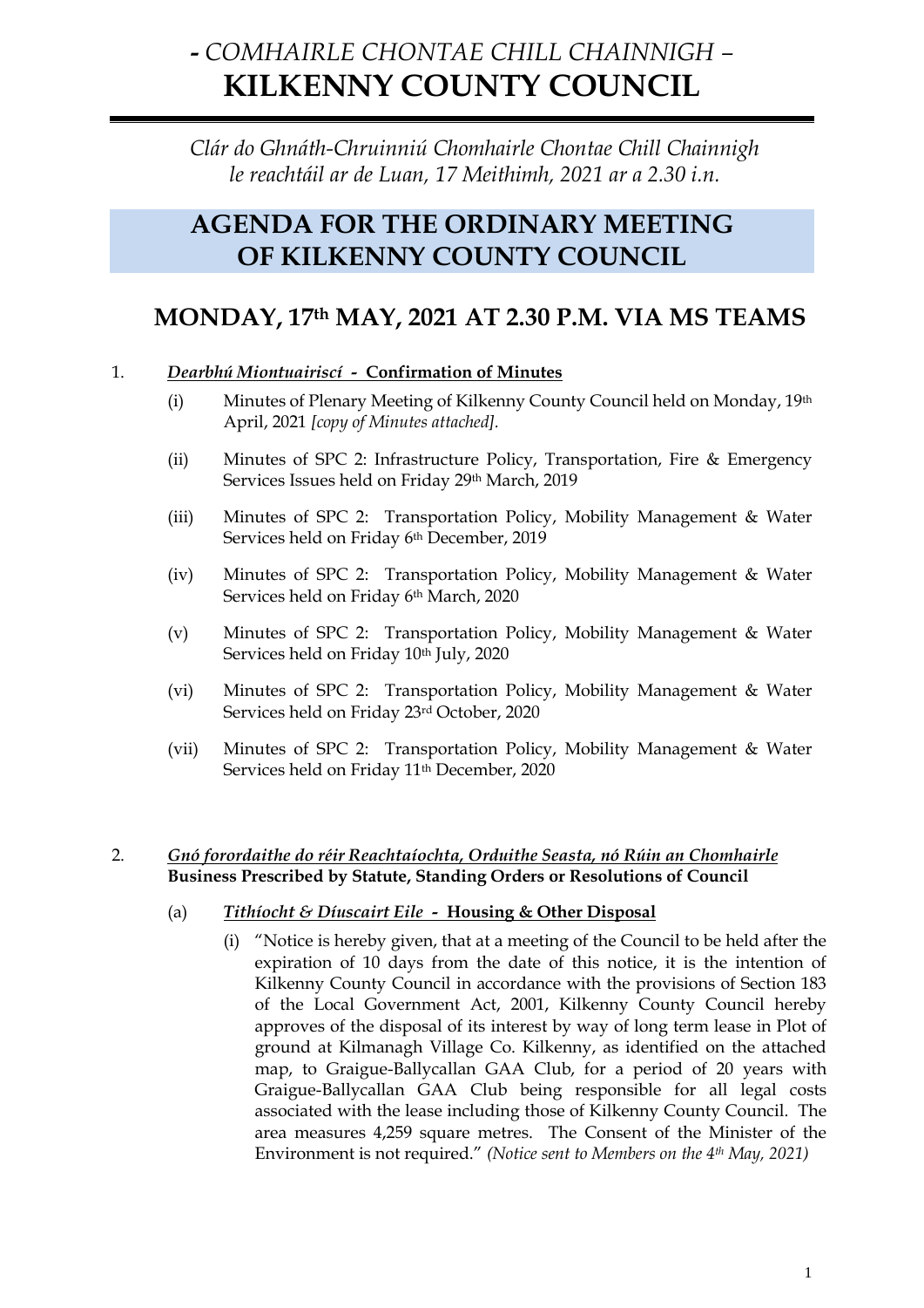# *- COMHAIRLE CHONTAE CHILL CHAINNIGH –*
# **KILKENNY COUNTY COUNCIL**

*Clár do Ghnáth-Chruinniú Chomhairle Chontae Chill Chainnigh le reachtáil ar de Luan, 17 Meithimh, 2021 ar a 2.30 i.n.*

## AGENDA FOR THE ORDINARY MEETING OF KILKENNY COUNTY COUNCIL

## MONDAY, 17th MAY, 2021 AT 2.30 P.M. VIA MS TEAMS

1. ***Dearbhú Miontuairiscí - Confirmation of Minutes***

   (i) Minutes of Plenary Meeting of Kilkenny County Council held on Monday, 19th April, 2021 *[copy of Minutes attached].*

   (ii) Minutes of SPC 2: Infrastructure Policy, Transportation, Fire & Emergency Services Issues held on Friday 29th March, 2019

   (iii) Minutes of SPC 2: Transportation Policy, Mobility Management & Water Services held on Friday 6th December, 2019

   (iv) Minutes of SPC 2: Transportation Policy, Mobility Management & Water Services held on Friday 6th March, 2020

   (v) Minutes of SPC 2: Transportation Policy, Mobility Management & Water Services held on Friday 10th July, 2020

   (vi) Minutes of SPC 2: Transportation Policy, Mobility Management & Water Services held on Friday 23rd October, 2020

   (vii) Minutes of SPC 2: Transportation Policy, Mobility Management & Water Services held on Friday 11th December, 2020

2. ***Gnó forordaithe do réir Reachtaíochta, Orduithe Seasta, nó Rúin an Chomhairle***
   **Business Prescribed by Statute, Standing Orders or Resolutions of Council**

   (a) ***Tithíocht & Díuscairt Eile - Housing & Other Disposal***

      (i) "Notice is hereby given, that at a meeting of the Council to be held after the expiration of 10 days from the date of this notice, it is the intention of Kilkenny County Council in accordance with the provisions of Section 183 of the Local Government Act, 2001, Kilkenny County Council hereby approves of the disposal of its interest by way of long term lease in Plot of ground at Kilmanagh Village Co. Kilkenny, as identified on the attached map, to Graigue-Ballycallan GAA Club, for a period of 20 years with Graigue-Ballycallan GAA Club being responsible for all legal costs associated with the lease including those of Kilkenny County Council. The area measures 4,259 square metres. The Consent of the Minister of the Environment is not required." *(Notice sent to Members on the 4th May, 2021)*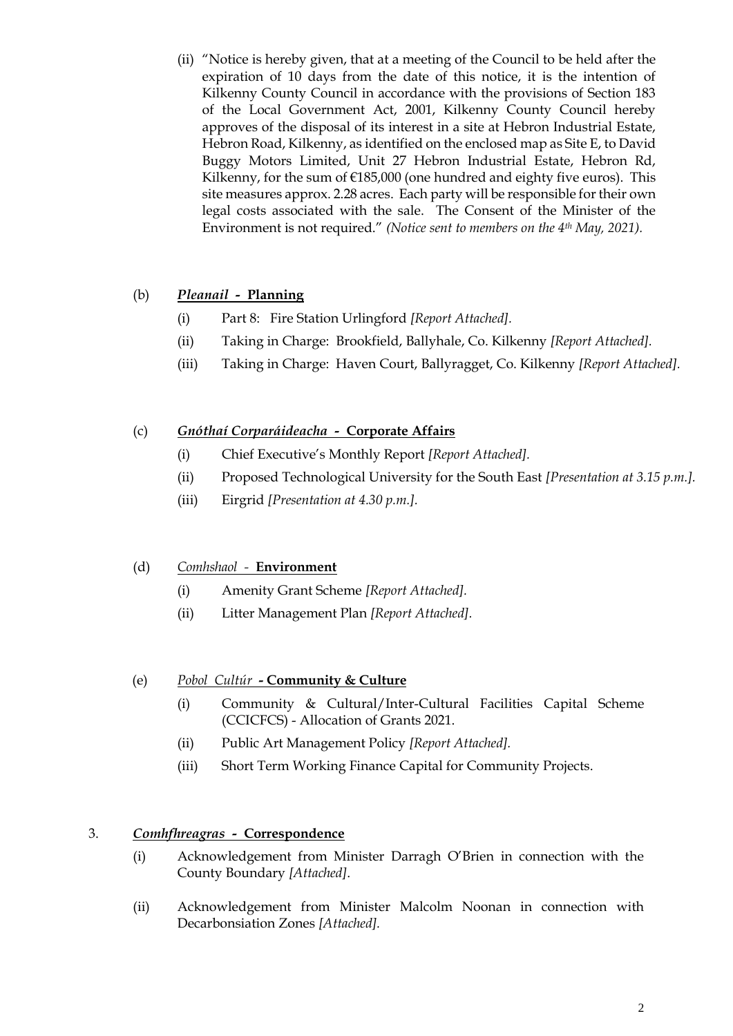(ii) "Notice is hereby given, that at a meeting of the Council to be held after the expiration of 10 days from the date of this notice, it is the intention of Kilkenny County Council in accordance with the provisions of Section 183 of the Local Government Act, 2001, Kilkenny County Council hereby approves of the disposal of its interest in a site at Hebron Industrial Estate, Hebron Road, Kilkenny, as identified on the enclosed map as Site E, to David Buggy Motors Limited, Unit 27 Hebron Industrial Estate, Hebron Rd, Kilkenny, for the sum of €185,000 (one hundred and eighty five euros). This site measures approx. 2.28 acres. Each party will be responsible for their own legal costs associated with the sale. The Consent of the Minister of the Environment is not required." *(Notice sent to members on the 4th May, 2021).*

(b) ***Pleanail* - Planning**

- (i) Part 8: Fire Station Urlingford *[Report Attached].*
- (ii) Taking in Charge: Brookfield, Ballyhale, Co. Kilkenny *[Report Attached].*
- (iii) Taking in Charge: Haven Court, Ballyragget, Co. Kilkenny *[Report Attached].*

(c) ***Gnóthaí Corparáideacha* - Corporate Affairs**

- (i) Chief Executive's Monthly Report *[Report Attached].*
- (ii) Proposed Technological University for the South East *[Presentation at 3.15 p.m.].*
- (iii) Eirgrid *[Presentation at 4.30 p.m.].*

(d) *Comhshaol* - **Environment**

- (i) Amenity Grant Scheme *[Report Attached].*
- (ii) Litter Management Plan *[Report Attached].*

(e) *Pobol Cultúr* **- Community & Culture**

- (i) Community & Cultural/Inter-Cultural Facilities Capital Scheme (CCICFCS) - Allocation of Grants 2021.
- (ii) Public Art Management Policy *[Report Attached].*
- (iii) Short Term Working Finance Capital for Community Projects.

3. ***Comhfhreagras* - Correspondence**

- (i) Acknowledgement from Minister Darragh O'Brien in connection with the County Boundary *[Attached].*
- (ii) Acknowledgement from Minister Malcolm Noonan in connection with Decarbonsiation Zones *[Attached].*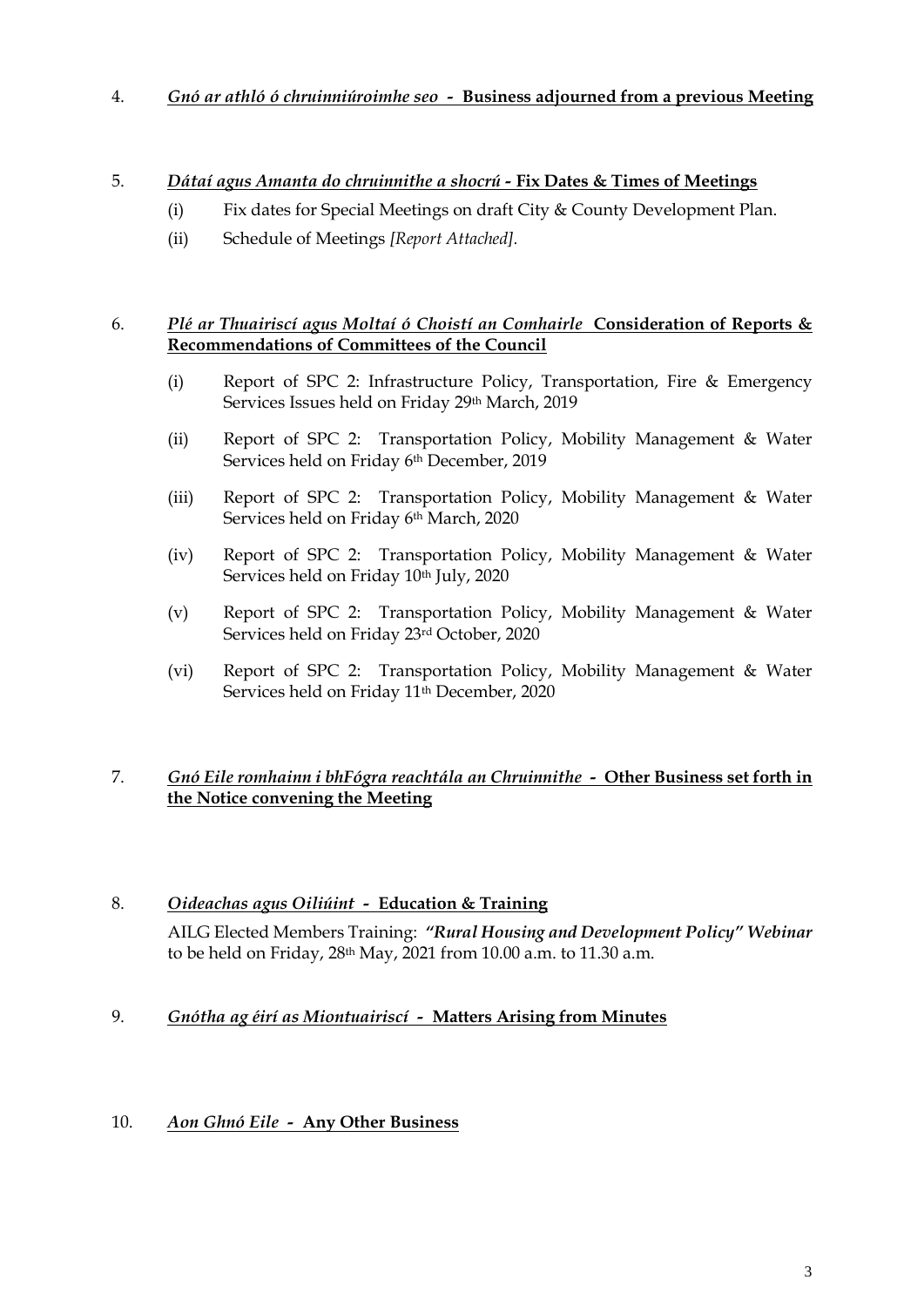4. ***Gnó ar athló ó chruinniúroimhe seo* - Business adjourned from a previous Meeting**

5. ***Dátaí agus Amanta do chruinnithe a shocrú* - Fix Dates & Times of Meetings**

   (i) Fix dates for Special Meetings on draft City & County Development Plan.

   (ii) Schedule of Meetings *[Report Attached].*

6. ***Plé ar Thuairiscí agus Moltaí ó Choistí an Comhairle* Consideration of Reports & Recommendations of Committees of the Council**

   (i) Report of SPC 2: Infrastructure Policy, Transportation, Fire & Emergency Services Issues held on Friday 29th March, 2019

   (ii) Report of SPC 2: Transportation Policy, Mobility Management & Water Services held on Friday 6th December, 2019

   (iii) Report of SPC 2: Transportation Policy, Mobility Management & Water Services held on Friday 6th March, 2020

   (iv) Report of SPC 2: Transportation Policy, Mobility Management & Water Services held on Friday 10th July, 2020

   (v) Report of SPC 2: Transportation Policy, Mobility Management & Water Services held on Friday 23rd October, 2020

   (vi) Report of SPC 2: Transportation Policy, Mobility Management & Water Services held on Friday 11th December, 2020

7. ***Gnó Eile romhainn i bhFógra reachtála an Chruinnithe* - Other Business set forth in the Notice convening the Meeting**

8. ***Oideachas agus Oiliúint* - Education & Training**

   AILG Elected Members Training: ***"Rural Housing and Development Policy" Webinar*** to be held on Friday, 28th May, 2021 from 10.00 a.m. to 11.30 a.m.

9. ***Gnótha ag éirí as Miontuairiscí* - Matters Arising from Minutes**

10. ***Aon Ghnó Eile* - Any Other Business**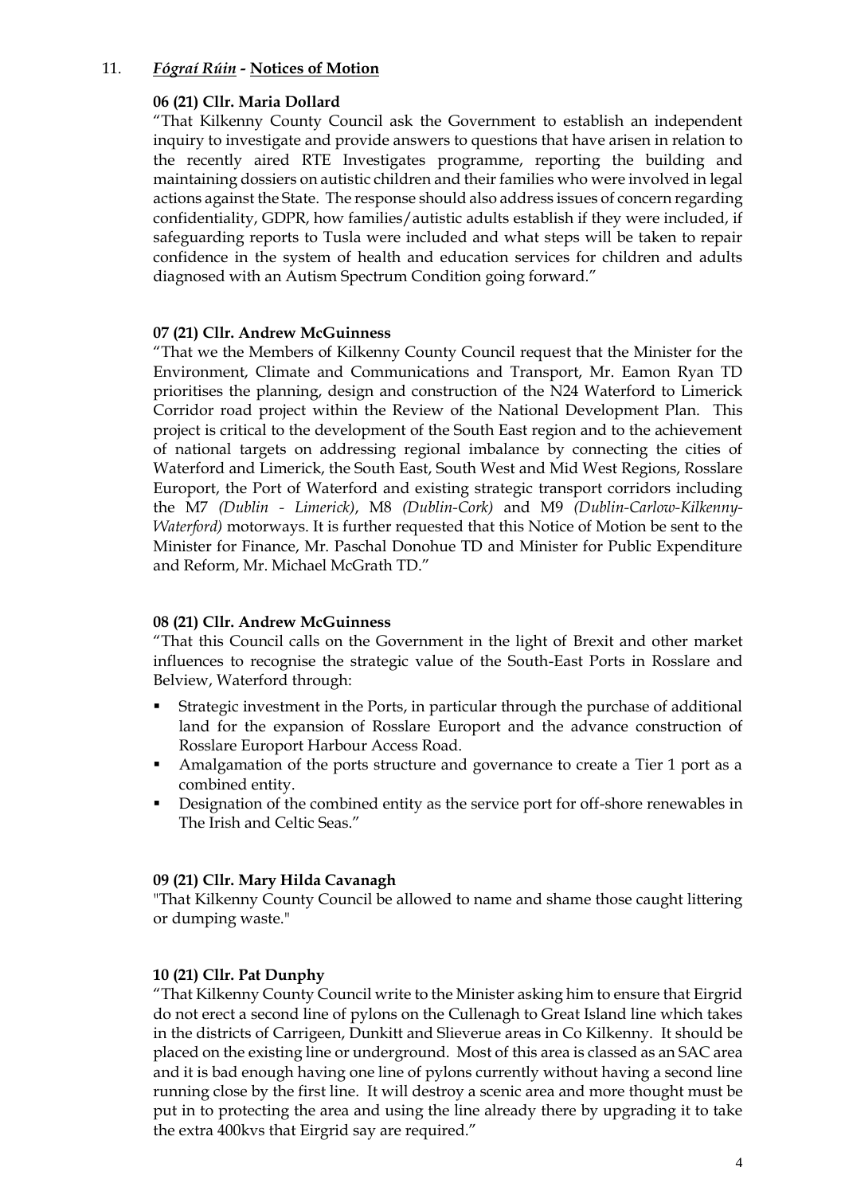## 11. *Fógraí Rúin* - Notices of Motion

**06 (21) Cllr. Maria Dollard**

"That Kilkenny County Council ask the Government to establish an independent inquiry to investigate and provide answers to questions that have arisen in relation to the recently aired RTE Investigates programme, reporting the building and maintaining dossiers on autistic children and their families who were involved in legal actions against the State. The response should also address issues of concern regarding confidentiality, GDPR, how families/autistic adults establish if they were included, if safeguarding reports to Tusla were included and what steps will be taken to repair confidence in the system of health and education services for children and adults diagnosed with an Autism Spectrum Condition going forward."

**07 (21) Cllr. Andrew McGuinness**

"That we the Members of Kilkenny County Council request that the Minister for the Environment, Climate and Communications and Transport, Mr. Eamon Ryan TD prioritises the planning, design and construction of the N24 Waterford to Limerick Corridor road project within the Review of the National Development Plan. This project is critical to the development of the South East region and to the achievement of national targets on addressing regional imbalance by connecting the cities of Waterford and Limerick, the South East, South West and Mid West Regions, Rosslare Europort, the Port of Waterford and existing strategic transport corridors including the M7 *(Dublin - Limerick)*, M8 *(Dublin-Cork)* and M9 *(Dublin-Carlow-Kilkenny-Waterford)* motorways. It is further requested that this Notice of Motion be sent to the Minister for Finance, Mr. Paschal Donohue TD and Minister for Public Expenditure and Reform, Mr. Michael McGrath TD."

**08 (21) Cllr. Andrew McGuinness**

"That this Council calls on the Government in the light of Brexit and other market influences to recognise the strategic value of the South-East Ports in Rosslare and Belview, Waterford through:

- Strategic investment in the Ports, in particular through the purchase of additional land for the expansion of Rosslare Europort and the advance construction of Rosslare Europort Harbour Access Road.
- Amalgamation of the ports structure and governance to create a Tier 1 port as a combined entity.
- Designation of the combined entity as the service port for off-shore renewables in The Irish and Celtic Seas."

**09 (21) Cllr. Mary Hilda Cavanagh**

"That Kilkenny County Council be allowed to name and shame those caught littering or dumping waste."

**10 (21) Cllr. Pat Dunphy**

"That Kilkenny County Council write to the Minister asking him to ensure that Eirgrid do not erect a second line of pylons on the Cullenagh to Great Island line which takes in the districts of Carrigeen, Dunkitt and Slieverue areas in Co Kilkenny. It should be placed on the existing line or underground. Most of this area is classed as an SAC area and it is bad enough having one line of pylons currently without having a second line running close by the first line. It will destroy a scenic area and more thought must be put in to protecting the area and using the line already there by upgrading it to take the extra 400kvs that Eirgrid say are required."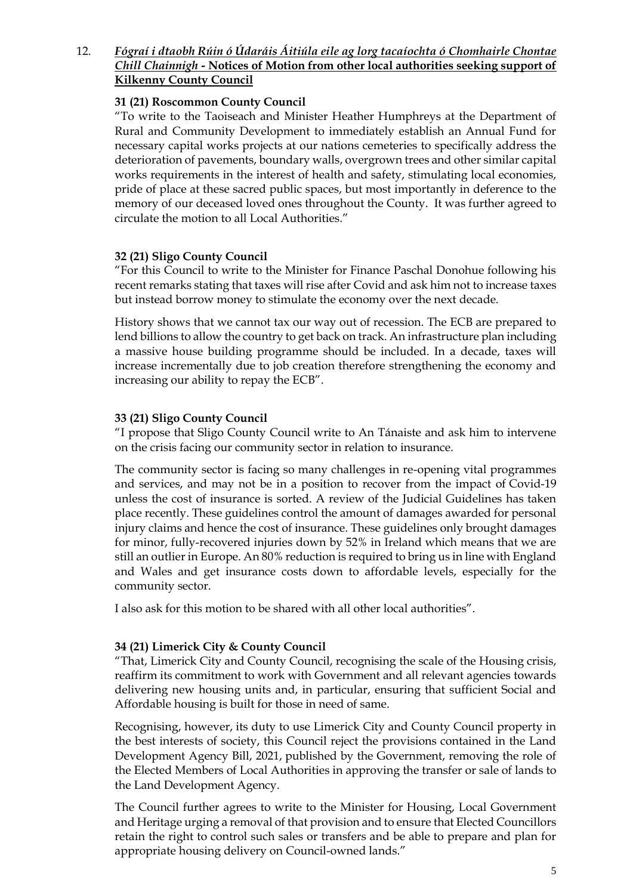12. ***Fógraí i dtaobh Rúin ó Údaráis Áitiúla eile ag lorg tacaíochta ó Chomhairle Chontae Chill Chainnigh* - Notices of Motion from other local authorities seeking support of Kilkenny County Council**

**31 (21) Roscommon County Council**

"To write to the Taoiseach and Minister Heather Humphreys at the Department of Rural and Community Development to immediately establish an Annual Fund for necessary capital works projects at our nations cemeteries to specifically address the deterioration of pavements, boundary walls, overgrown trees and other similar capital works requirements in the interest of health and safety, stimulating local economies, pride of place at these sacred public spaces, but most importantly in deference to the memory of our deceased loved ones throughout the County. It was further agreed to circulate the motion to all Local Authorities."

**32 (21) Sligo County Council**

"For this Council to write to the Minister for Finance Paschal Donohue following his recent remarks stating that taxes will rise after Covid and ask him not to increase taxes but instead borrow money to stimulate the economy over the next decade.

History shows that we cannot tax our way out of recession. The ECB are prepared to lend billions to allow the country to get back on track. An infrastructure plan including a massive house building programme should be included. In a decade, taxes will increase incrementally due to job creation therefore strengthening the economy and increasing our ability to repay the ECB".

**33 (21) Sligo County Council**

"I propose that Sligo County Council write to An Tánaiste and ask him to intervene on the crisis facing our community sector in relation to insurance.

The community sector is facing so many challenges in re-opening vital programmes and services, and may not be in a position to recover from the impact of Covid-19 unless the cost of insurance is sorted. A review of the Judicial Guidelines has taken place recently. These guidelines control the amount of damages awarded for personal injury claims and hence the cost of insurance. These guidelines only brought damages for minor, fully-recovered injuries down by 52% in Ireland which means that we are still an outlier in Europe. An 80% reduction is required to bring us in line with England and Wales and get insurance costs down to affordable levels, especially for the community sector.

I also ask for this motion to be shared with all other local authorities".

**34 (21) Limerick City & County Council**

"That, Limerick City and County Council, recognising the scale of the Housing crisis, reaffirm its commitment to work with Government and all relevant agencies towards delivering new housing units and, in particular, ensuring that sufficient Social and Affordable housing is built for those in need of same.

Recognising, however, its duty to use Limerick City and County Council property in the best interests of society, this Council reject the provisions contained in the Land Development Agency Bill, 2021, published by the Government, removing the role of the Elected Members of Local Authorities in approving the transfer or sale of lands to the Land Development Agency.

The Council further agrees to write to the Minister for Housing, Local Government and Heritage urging a removal of that provision and to ensure that Elected Councillors retain the right to control such sales or transfers and be able to prepare and plan for appropriate housing delivery on Council-owned lands."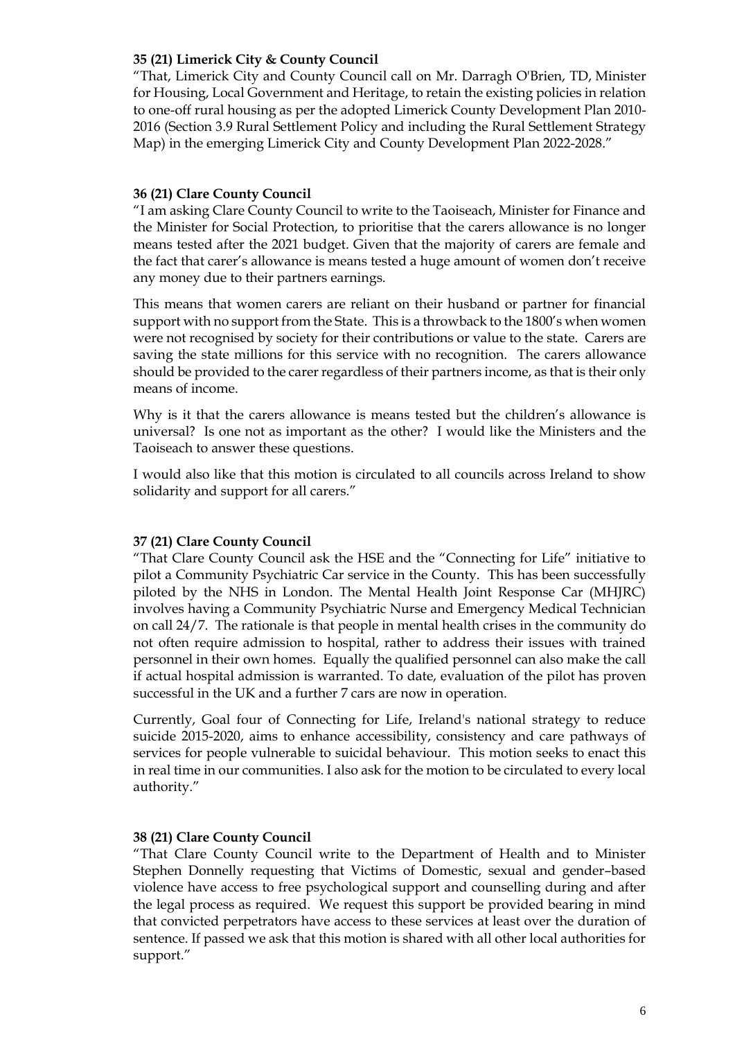**35 (21) Limerick City & County Council**

"That, Limerick City and County Council call on Mr. Darragh O'Brien, TD, Minister for Housing, Local Government and Heritage, to retain the existing policies in relation to one-off rural housing as per the adopted Limerick County Development Plan 2010-2016 (Section 3.9 Rural Settlement Policy and including the Rural Settlement Strategy Map) in the emerging Limerick City and County Development Plan 2022-2028."

**36 (21) Clare County Council**

"I am asking Clare County Council to write to the Taoiseach, Minister for Finance and the Minister for Social Protection, to prioritise that the carers allowance is no longer means tested after the 2021 budget. Given that the majority of carers are female and the fact that carer's allowance is means tested a huge amount of women don't receive any money due to their partners earnings.

This means that women carers are reliant on their husband or partner for financial support with no support from the State. This is a throwback to the 1800's when women were not recognised by society for their contributions or value to the state. Carers are saving the state millions for this service with no recognition. The carers allowance should be provided to the carer regardless of their partners income, as that is their only means of income.

Why is it that the carers allowance is means tested but the children's allowance is universal? Is one not as important as the other? I would like the Ministers and the Taoiseach to answer these questions.

I would also like that this motion is circulated to all councils across Ireland to show solidarity and support for all carers."

**37 (21) Clare County Council**

"That Clare County Council ask the HSE and the "Connecting for Life" initiative to pilot a Community Psychiatric Car service in the County. This has been successfully piloted by the NHS in London. The Mental Health Joint Response Car (MHJRC) involves having a Community Psychiatric Nurse and Emergency Medical Technician on call 24/7. The rationale is that people in mental health crises in the community do not often require admission to hospital, rather to address their issues with trained personnel in their own homes. Equally the qualified personnel can also make the call if actual hospital admission is warranted. To date, evaluation of the pilot has proven successful in the UK and a further 7 cars are now in operation.

Currently, Goal four of Connecting for Life, Ireland's national strategy to reduce suicide 2015-2020, aims to enhance accessibility, consistency and care pathways of services for people vulnerable to suicidal behaviour. This motion seeks to enact this in real time in our communities. I also ask for the motion to be circulated to every local authority."

**38 (21) Clare County Council**

"That Clare County Council write to the Department of Health and to Minister Stephen Donnelly requesting that Victims of Domestic, sexual and gender–based violence have access to free psychological support and counselling during and after the legal process as required. We request this support be provided bearing in mind that convicted perpetrators have access to these services at least over the duration of sentence. If passed we ask that this motion is shared with all other local authorities for support."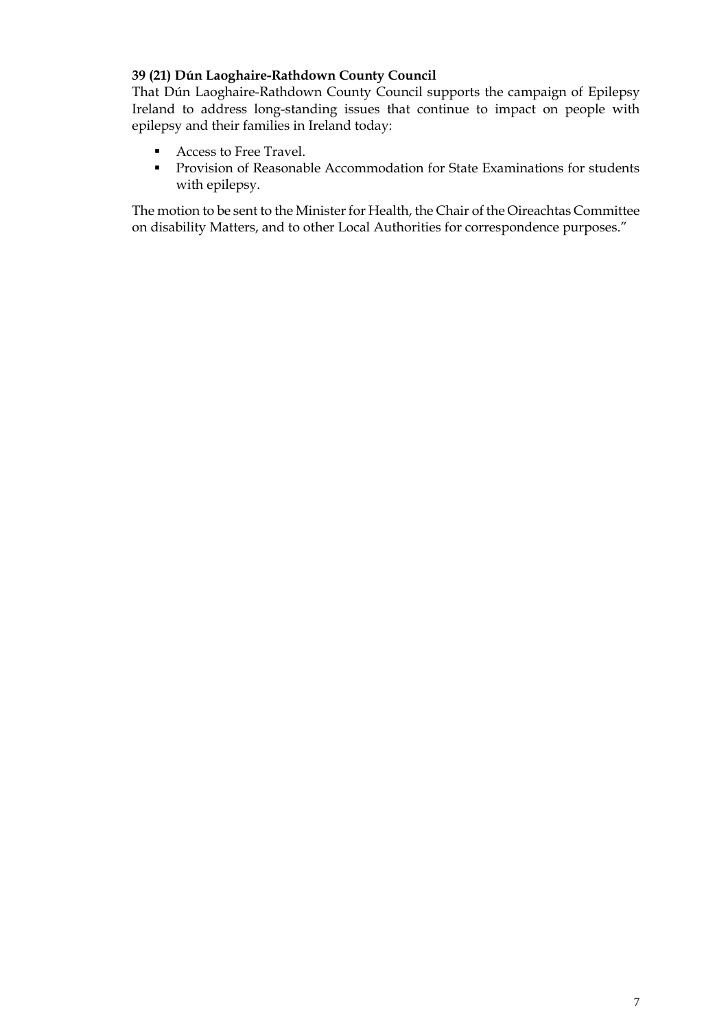**39 (21) Dún Laoghaire-Rathdown County Council**

That Dún Laoghaire-Rathdown County Council supports the campaign of Epilepsy Ireland to address long-standing issues that continue to impact on people with epilepsy and their families in Ireland today:

- Access to Free Travel.
- Provision of Reasonable Accommodation for State Examinations for students with epilepsy.

The motion to be sent to the Minister for Health, the Chair of the Oireachtas Committee on disability Matters, and to other Local Authorities for correspondence purposes."